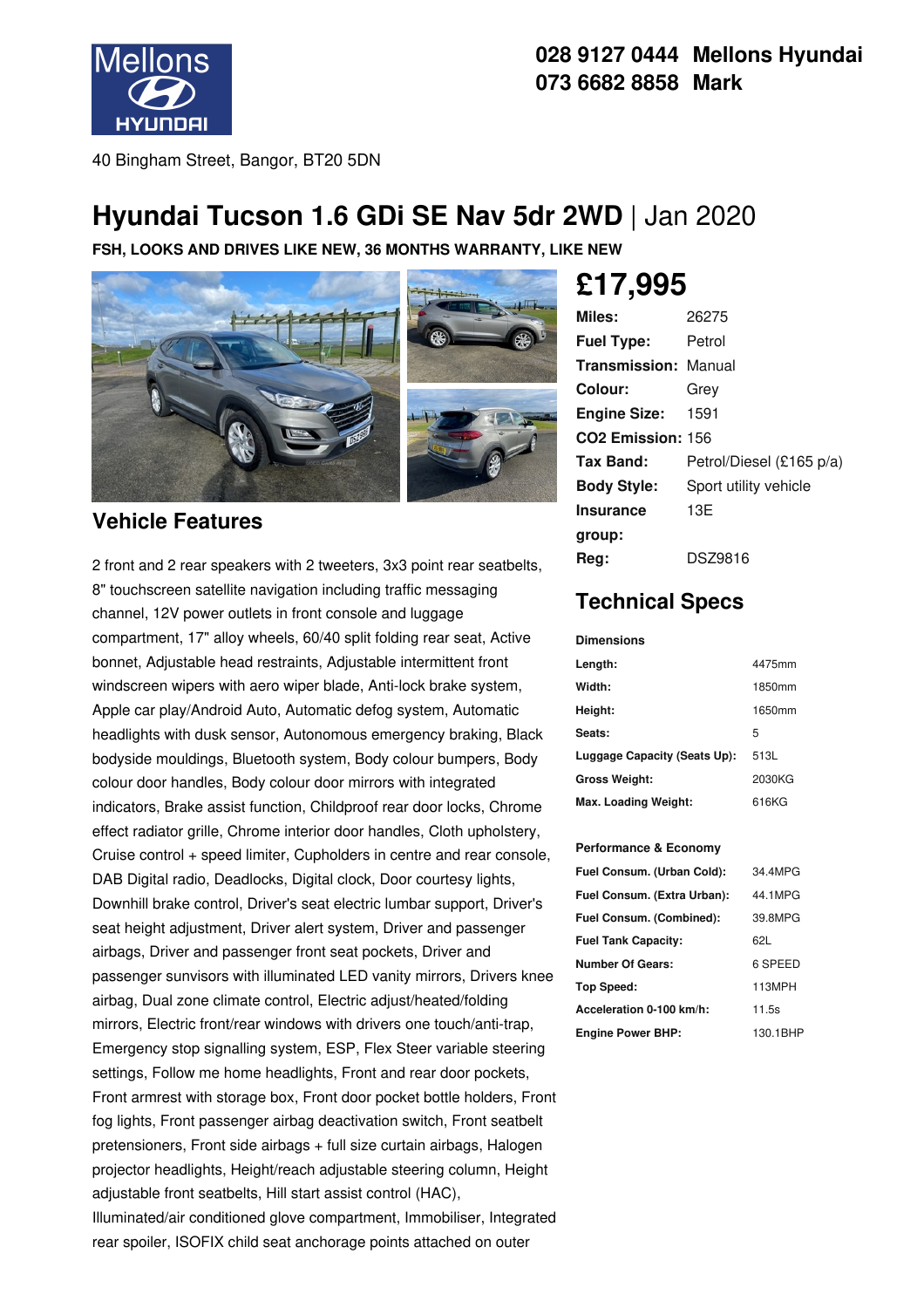Mellons HYUNDAI

**028 9127 0444 Mellons Hyundai**
**073 6682 8858 Mark**

40 Bingham Street, Bangor, BT20 5DN

# Hyundai Tucson 1.6 GDi SE Nav 5dr 2WD | Jan 2020

**FSH, LOOKS AND DRIVES LIKE NEW, 36 MONTHS WARRANTY, LIKE NEW**

## £17,995

| | |
|---|---|
| **Miles:** | 26275 |
| **Fuel Type:** | Petrol |
| **Transmission:** | Manual |
| **Colour:** | Grey |
| **Engine Size:** | 1591 |
| **CO2 Emission:** | 156 |
| **Tax Band:** | Petrol/Diesel (£165 p/a) |
| **Body Style:** | Sport utility vehicle |
| **Insurance group:** | 13E |
| **Reg:** | DSZ9816 |

## Vehicle Features

2 front and 2 rear speakers with 2 tweeters, 3x3 point rear seatbelts, 8" touchscreen satellite navigation including traffic messaging channel, 12V power outlets in front console and luggage compartment, 17" alloy wheels, 60/40 split folding rear seat, Active bonnet, Adjustable head restraints, Adjustable intermittent front windscreen wipers with aero wiper blade, Anti-lock brake system, Apple car play/Android Auto, Automatic defog system, Automatic headlights with dusk sensor, Autonomous emergency braking, Black bodyside mouldings, Bluetooth system, Body colour bumpers, Body colour door handles, Body colour door mirrors with integrated indicators, Brake assist function, Childproof rear door locks, Chrome effect radiator grille, Chrome interior door handles, Cloth upholstery, Cruise control + speed limiter, Cupholders in centre and rear console, DAB Digital radio, Deadlocks, Digital clock, Door courtesy lights, Downhill brake control, Driver's seat electric lumbar support, Driver's seat height adjustment, Driver alert system, Driver and passenger airbags, Driver and passenger front seat pockets, Driver and passenger sunvisors with illuminated LED vanity mirrors, Drivers knee airbag, Dual zone climate control, Electric adjust/heated/folding mirrors, Electric front/rear windows with drivers one touch/anti-trap, Emergency stop signalling system, ESP, Flex Steer variable steering settings, Follow me home headlights, Front and rear door pockets, Front armrest with storage box, Front door pocket bottle holders, Front fog lights, Front passenger airbag deactivation switch, Front seatbelt pretensioners, Front side airbags + full size curtain airbags, Halogen projector headlights, Height/reach adjustable steering column, Height adjustable front seatbelts, Hill start assist control (HAC), Illuminated/air conditioned glove compartment, Immobiliser, Integrated rear spoiler, ISOFIX child seat anchorage points attached on outer

## Technical Specs

**Dimensions**

| | |
|---|---|
| Length: | 4475mm |
| Width: | 1850mm |
| Height: | 1650mm |
| Seats: | 5 |
| Luggage Capacity (Seats Up): | 513L |
| Gross Weight: | 2030KG |
| Max. Loading Weight: | 616KG |

**Performance & Economy**

| | |
|---|---|
| Fuel Consum. (Urban Cold): | 34.4MPG |
| Fuel Consum. (Extra Urban): | 44.1MPG |
| Fuel Consum. (Combined): | 39.8MPG |
| Fuel Tank Capacity: | 62L |
| Number Of Gears: | 6 SPEED |
| Top Speed: | 113MPH |
| Acceleration 0-100 km/h: | 11.5s |
| Engine Power BHP: | 130.1BHP |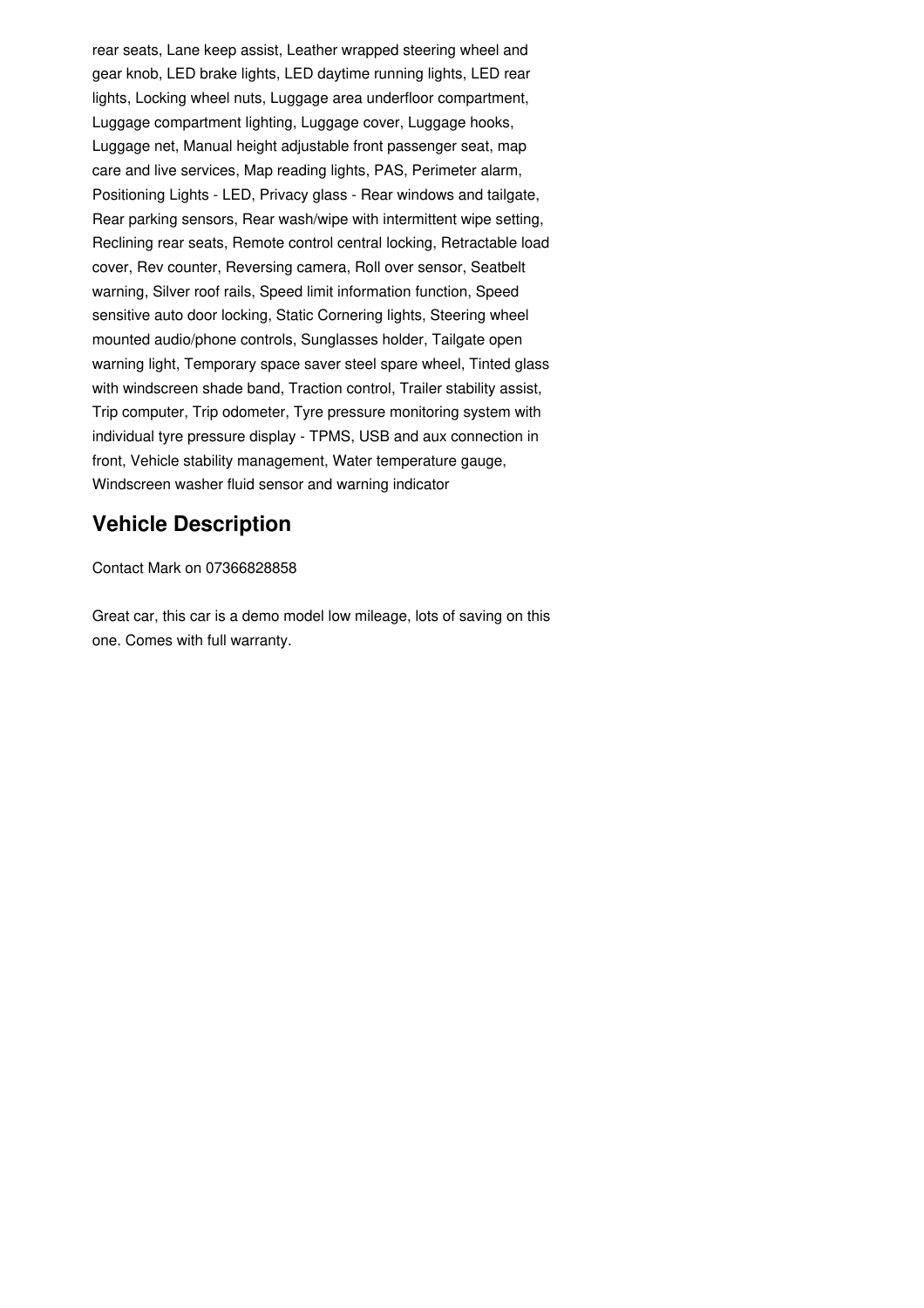rear seats, Lane keep assist, Leather wrapped steering wheel and gear knob, LED brake lights, LED daytime running lights, LED rear lights, Locking wheel nuts, Luggage area underfloor compartment, Luggage compartment lighting, Luggage cover, Luggage hooks, Luggage net, Manual height adjustable front passenger seat, map care and live services, Map reading lights, PAS, Perimeter alarm, Positioning Lights - LED, Privacy glass - Rear windows and tailgate, Rear parking sensors, Rear wash/wipe with intermittent wipe setting, Reclining rear seats, Remote control central locking, Retractable load cover, Rev counter, Reversing camera, Roll over sensor, Seatbelt warning, Silver roof rails, Speed limit information function, Speed sensitive auto door locking, Static Cornering lights, Steering wheel mounted audio/phone controls, Sunglasses holder, Tailgate open warning light, Temporary space saver steel spare wheel, Tinted glass with windscreen shade band, Traction control, Trailer stability assist, Trip computer, Trip odometer, Tyre pressure monitoring system with individual tyre pressure display - TPMS, USB and aux connection in front, Vehicle stability management, Water temperature gauge, Windscreen washer fluid sensor and warning indicator

## Vehicle Description

Contact Mark on 07366828858

Great car, this car is a demo model low mileage, lots of saving on this one. Comes with full warranty.